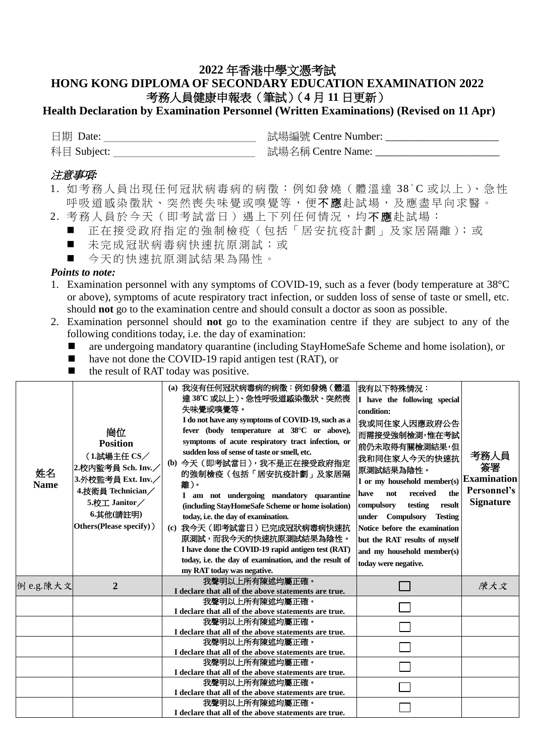# 2022 年香港中學文憑考試
# HONG KONG DIPLOMA OF SECONDARY EDUCATION EXAMINATION 2022
## 考務人員健康申報表（筆試）（4 月 11 日更新）
## Health Declaration by Examination Personnel (Written Examinations) (Revised on 11 Apr)

日期 Date: ___________________________ 試場編號 Centre Number: ____________________

科目 Subject: _________________________ 試場名稱 Centre Name: _____________________

***注意事項:***

1. 如考務人員出現任何冠狀病毒病的病徵：例如發燒（體溫達 38˚C 或以上）、急性呼吸道感染徵狀、突然喪失味覺或嗅覺等，便**不應**赴試場，及應盡早向求醫。
2. 考務人員於今天（即考試當日）遇上下列任何情況，均**不應**赴試場：
   - 正在接受政府指定的強制檢疫（包括「居安抗疫計劃」及家居隔離）；或
   - 未完成冠狀病毒病快速抗原測試；或
   - 今天的快速抗原測試結果為陽性。

***Points to note:***

1. Examination personnel with any symptoms of COVID-19, such as a fever (body temperature at 38°C or above), symptoms of acute respiratory tract infection, or sudden loss of sense of taste or smell, etc. should **not** go to the examination centre and should consult a doctor as soon as possible.
2. Examination personnel should **not** go to the examination centre if they are subject to any of the following conditions today, i.e. the day of examination:
   - are undergoing mandatory quarantine (including StayHomeSafe Scheme and home isolation), or
   - have not done the COVID-19 rapid antigen test (RAT), or
   - the result of RAT today was positive.

| 姓名 Name | 崗位 Position（1.試場主任 CS／ 2.校內監考員 Sch. Inv.／ 3.外校監考員 Ext. Inv.／ 4.技術員 Technician／ 5.校工 Janitor／ 6.其他(請註明) Others(Please specify)） | (a) 我沒有任何冠狀病毒病的病徵：例如發燒（體溫達 38˚C 或以上）、急性呼吸道感染徵狀、突然喪失味覺或嗅覺等。 I do not have any symptoms of COVID-19, such as a fever (body temperature at 38°C or above), symptoms of acute respiratory tract infection, or sudden loss of sense of taste or smell, etc. (b) 今天（即考試當日），我不是正在接受政府指定的強制檢疫（包括「居安抗疫計劃」及家居隔離）。 I am not undergoing mandatory quarantine (including StayHomeSafe Scheme or home isolation) today, i.e. the day of examination. (c) 我今天（即考試當日）已完成冠狀病毒病快速抗原測試，而我今天的快速抗原測試結果為陰性。 I have done the COVID-19 rapid antigen test (RAT) today, i.e. the day of examination, and the result of my RAT today was negative. | 我有以下特殊情況： I have the following special condition: 我或同住家人因應政府公告而需接受強制檢測，惟在考試前仍未取得有關檢測結果，但我和同住家人今天的快速抗原測試結果為陰性。 I or my household member(s) have not received the compulsory testing result under Compulsory Testing Notice before the examination but the RAT results of myself and my household member(s) today were negative. | 考務人員簽署 Examination Personnel's Signature |
|---|---|---|---|---|
| 例 e.g.陳大文 | 2 | 我聲明以上所有陳述均屬正確。 I declare that all of the above statements are true. | ☐ | *陳大文* |
| | | 我聲明以上所有陳述均屬正確。 I declare that all of the above statements are true. | ☐ | |
| | | 我聲明以上所有陳述均屬正確。 I declare that all of the above statements are true. | ☐ | |
| | | 我聲明以上所有陳述均屬正確。 I declare that all of the above statements are true. | ☐ | |
| | | 我聲明以上所有陳述均屬正確。 I declare that all of the above statements are true. | ☐ | |
| | | 我聲明以上所有陳述均屬正確。 I declare that all of the above statements are true. | ☐ | |
| | | 我聲明以上所有陳述均屬正確。 I declare that all of the above statements are true. | ☐ | |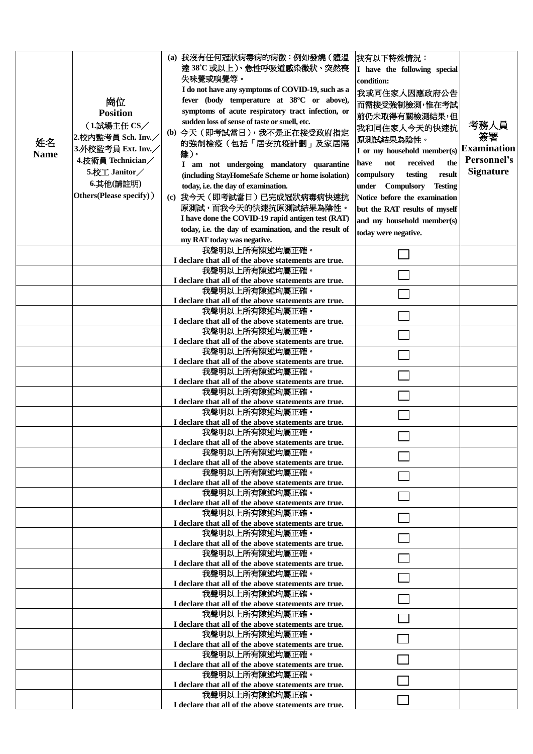| 姓名 Name | 崗位 Position （1.試場主任 CS／ 2.校內監考員 Sch. Inv.／ 3.外校監考員 Ext. Inv.／ 4.技術員 Technician／ 5.校工 Janitor／ 6.其他(請註明) Others(Please specify)） | (a) 我沒有任何冠狀病毒病的病徵：例如發燒（體溫達 38°C 或以上）、急性呼吸道感染徵狀、突然喪失味覺或嗅覺等。 I do not have any symptoms of COVID-19, such as a fever (body temperature at 38°C or above), symptoms of acute respiratory tract infection, or sudden loss of sense of taste or smell, etc. (b) 今天（即考試當日），我不是正在接受政府指定的強制檢疫（包括「居安抗疫計劃」及家居隔離）。 I am not undergoing mandatory quarantine (including StayHomeSafe Scheme or home isolation) today, i.e. the day of examination. (c) 我今天（即考試當日）已完成冠狀病毒病快速抗原測試，而我今天的快速抗原測試結果為陰性。 I have done the COVID-19 rapid antigen test (RAT) today, i.e. the day of examination, and the result of my RAT today was negative. | 我有以下特殊情況： I have the following special condition: 我或同住家人因應政府公告而需接受強制檢測，惟在考試前仍未取得有關檢測結果，但我和同住家人今天的快速抗原測試結果為陰性。 I or my household member(s) have not received the compulsory testing result under Compulsory Testing Notice before the examination but the RAT results of myself and my household member(s) today were negative. | 考務人員簽署 Examination Personnel's Signature |
|---|---|---|---|---|
| | | 我聲明以上所有陳述均屬正確。 I declare that all of the above statements are true. | ☐ | |
| | | 我聲明以上所有陳述均屬正確。 I declare that all of the above statements are true. | ☐ | |
| | | 我聲明以上所有陳述均屬正確。 I declare that all of the above statements are true. | ☐ | |
| | | 我聲明以上所有陳述均屬正確。 I declare that all of the above statements are true. | ☐ | |
| | | 我聲明以上所有陳述均屬正確。 I declare that all of the above statements are true. | ☐ | |
| | | 我聲明以上所有陳述均屬正確。 I declare that all of the above statements are true. | ☐ | |
| | | 我聲明以上所有陳述均屬正確。 I declare that all of the above statements are true. | ☐ | |
| | | 我聲明以上所有陳述均屬正確。 I declare that all of the above statements are true. | ☐ | |
| | | 我聲明以上所有陳述均屬正確。 I declare that all of the above statements are true. | ☐ | |
| | | 我聲明以上所有陳述均屬正確。 I declare that all of the above statements are true. | ☐ | |
| | | 我聲明以上所有陳述均屬正確。 I declare that all of the above statements are true. | ☐ | |
| | | 我聲明以上所有陳述均屬正確。 I declare that all of the above statements are true. | ☐ | |
| | | 我聲明以上所有陳述均屬正確。 I declare that all of the above statements are true. | ☐ | |
| | | 我聲明以上所有陳述均屬正確。 I declare that all of the above statements are true. | ☐ | |
| | | 我聲明以上所有陳述均屬正確。 I declare that all of the above statements are true. | ☐ | |
| | | 我聲明以上所有陳述均屬正確。 I declare that all of the above statements are true. | ☐ | |
| | | 我聲明以上所有陳述均屬正確。 I declare that all of the above statements are true. | ☐ | |
| | | 我聲明以上所有陳述均屬正確。 I declare that all of the above statements are true. | ☐ | |
| | | 我聲明以上所有陳述均屬正確。 I declare that all of the above statements are true. | ☐ | |
| | | 我聲明以上所有陳述均屬正確。 I declare that all of the above statements are true. | ☐ | |
| | | 我聲明以上所有陳述均屬正確。 I declare that all of the above statements are true. | ☐ | |
| | | 我聲明以上所有陳述均屬正確。 I declare that all of the above statements are true. | ☐ | |
| | | 我聲明以上所有陳述均屬正確。 I declare that all of the above statements are true. | ☐ | |